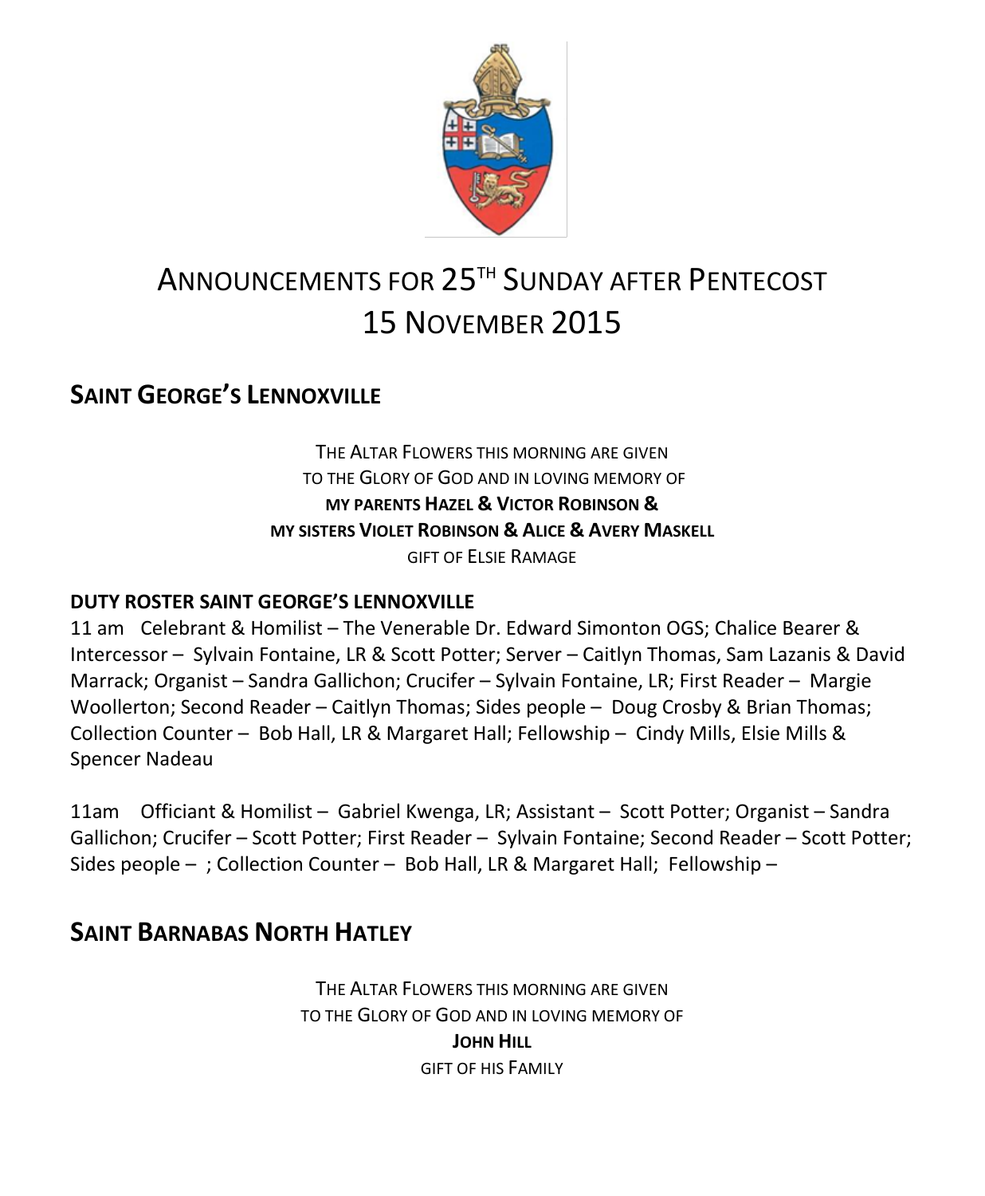# ANNOUNCEMENTS FOR 25TH SUNDAY AFTER PENTECOST 15 NOVEMBER 2015

## SAINT GEORGE'S LENNOXVILLE

THE ALTAR FLOWERS THIS MORNING ARE GIVEN
TO THE GLORY OF GOD AND IN LOVING MEMORY OF
**MY PARENTS HAZEL & VICTOR ROBINSON &**
**MY SISTERS VIOLET ROBINSON & ALICE & AVERY MASKELL**
GIFT OF ELSIE RAMAGE

**DUTY ROSTER SAINT GEORGE'S LENNOXVILLE**

11 am Celebrant & Homilist – The Venerable Dr. Edward Simonton OGS; Chalice Bearer & Intercessor – Sylvain Fontaine, LR & Scott Potter; Server – Caitlyn Thomas, Sam Lazanis & David Marrack; Organist – Sandra Gallichon; Crucifer – Sylvain Fontaine, LR; First Reader – Margie Woollerton; Second Reader – Caitlyn Thomas; Sides people – Doug Crosby & Brian Thomas; Collection Counter – Bob Hall, LR & Margaret Hall; Fellowship – Cindy Mills, Elsie Mills & Spencer Nadeau

11am Officiant & Homilist – Gabriel Kwenga, LR; Assistant – Scott Potter; Organist – Sandra Gallichon; Crucifer – Scott Potter; First Reader – Sylvain Fontaine; Second Reader – Scott Potter; Sides people – ; Collection Counter – Bob Hall, LR & Margaret Hall; Fellowship –

## SAINT BARNABAS NORTH HATLEY

THE ALTAR FLOWERS THIS MORNING ARE GIVEN
TO THE GLORY OF GOD AND IN LOVING MEMORY OF
**JOHN HILL**
GIFT OF HIS FAMILY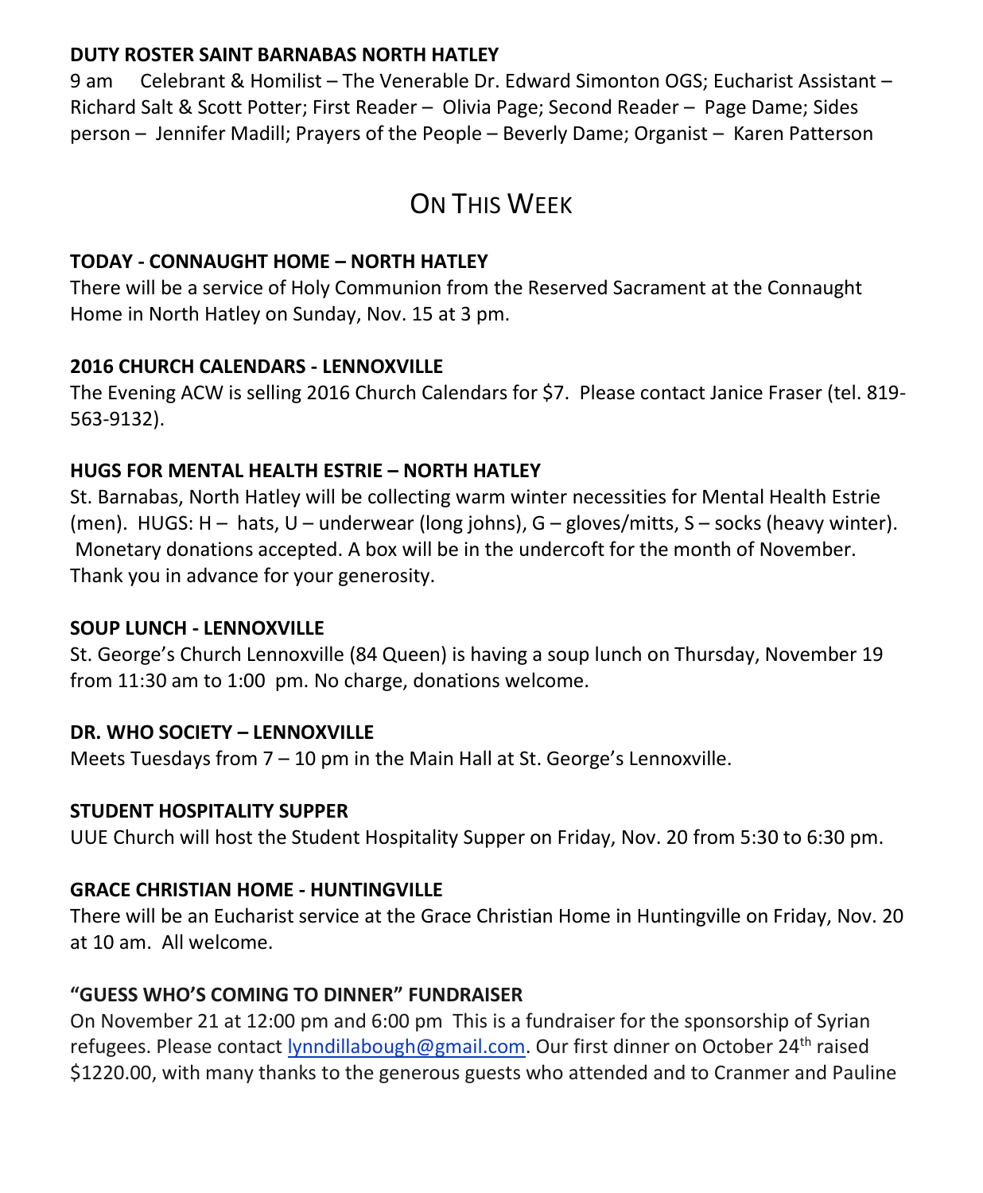**DUTY ROSTER SAINT BARNABAS NORTH HATLEY**

9 am Celebrant & Homilist – The Venerable Dr. Edward Simonton OGS; Eucharist Assistant – Richard Salt & Scott Potter; First Reader – Olivia Page; Second Reader – Page Dame; Sides person – Jennifer Madill; Prayers of the People – Beverly Dame; Organist – Karen Patterson

# ON THIS WEEK

**TODAY - CONNAUGHT HOME – NORTH HATLEY**

There will be a service of Holy Communion from the Reserved Sacrament at the Connaught Home in North Hatley on Sunday, Nov. 15 at 3 pm.

**2016 CHURCH CALENDARS - LENNOXVILLE**

The Evening ACW is selling 2016 Church Calendars for $7. Please contact Janice Fraser (tel. 819-563-9132).

**HUGS FOR MENTAL HEALTH ESTRIE – NORTH HATLEY**

St. Barnabas, North Hatley will be collecting warm winter necessities for Mental Health Estrie (men). HUGS: H – hats, U – underwear (long johns), G – gloves/mitts, S – socks (heavy winter). Monetary donations accepted. A box will be in the undercoft for the month of November. Thank you in advance for your generosity.

**SOUP LUNCH - LENNOXVILLE**

St. George's Church Lennoxville (84 Queen) is having a soup lunch on Thursday, November 19 from 11:30 am to 1:00 pm. No charge, donations welcome.

**DR. WHO SOCIETY – LENNOXVILLE**

Meets Tuesdays from 7 – 10 pm in the Main Hall at St. George's Lennoxville.

**STUDENT HOSPITALITY SUPPER**

UUE Church will host the Student Hospitality Supper on Friday, Nov. 20 from 5:30 to 6:30 pm.

**GRACE CHRISTIAN HOME - HUNTINGVILLE**

There will be an Eucharist service at the Grace Christian Home in Huntingville on Friday, Nov. 20 at 10 am. All welcome.

**"GUESS WHO'S COMING TO DINNER" FUNDRAISER**

On November 21 at 12:00 pm and 6:00 pm This is a fundraiser for the sponsorship of Syrian refugees. Please contact lynndillabough@gmail.com. Our first dinner on October 24th raised $1220.00, with many thanks to the generous guests who attended and to Cranmer and Pauline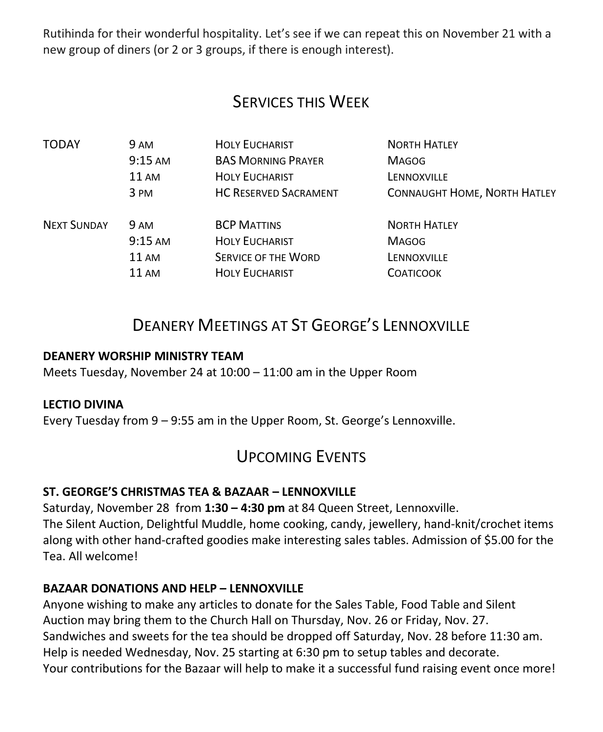Rutihinda for their wonderful hospitality. Let's see if we can repeat this on November 21 with a new group of diners (or 2 or 3 groups, if there is enough interest).

## Services this Week

| | | | |
|---|---|---|---|
| TODAY | 9 AM | HOLY EUCHARIST | NORTH HATLEY |
| | 9:15 AM | BAS MORNING PRAYER | MAGOG |
| | 11 AM | HOLY EUCHARIST | LENNOXVILLE |
| | 3 PM | HC RESERVED SACRAMENT | CONNAUGHT HOME, NORTH HATLEY |
| NEXT SUNDAY | 9 AM | BCP MATTINS | NORTH HATLEY |
| | 9:15 AM | HOLY EUCHARIST | MAGOG |
| | 11 AM | SERVICE OF THE WORD | LENNOXVILLE |
| | 11 AM | HOLY EUCHARIST | COATICOOK |

## Deanery Meetings at St George's Lennoxville

**DEANERY WORSHIP MINISTRY TEAM**
Meets Tuesday, November 24 at 10:00 – 11:00 am in the Upper Room

**LECTIO DIVINA**
Every Tuesday from 9 – 9:55 am in the Upper Room, St. George's Lennoxville.

## Upcoming Events

**ST. GEORGE'S CHRISTMAS TEA & BAZAAR – LENNOXVILLE**
Saturday, November 28 from **1:30 – 4:30 pm** at 84 Queen Street, Lennoxville.
The Silent Auction, Delightful Muddle, home cooking, candy, jewellery, hand-knit/crochet items along with other hand-crafted goodies make interesting sales tables. Admission of $5.00 for the Tea. All welcome!

**BAZAAR DONATIONS AND HELP – LENNOXVILLE**
Anyone wishing to make any articles to donate for the Sales Table, Food Table and Silent Auction may bring them to the Church Hall on Thursday, Nov. 26 or Friday, Nov. 27.
Sandwiches and sweets for the tea should be dropped off Saturday, Nov. 28 before 11:30 am.
Help is needed Wednesday, Nov. 25 starting at 6:30 pm to setup tables and decorate.
Your contributions for the Bazaar will help to make it a successful fund raising event once more!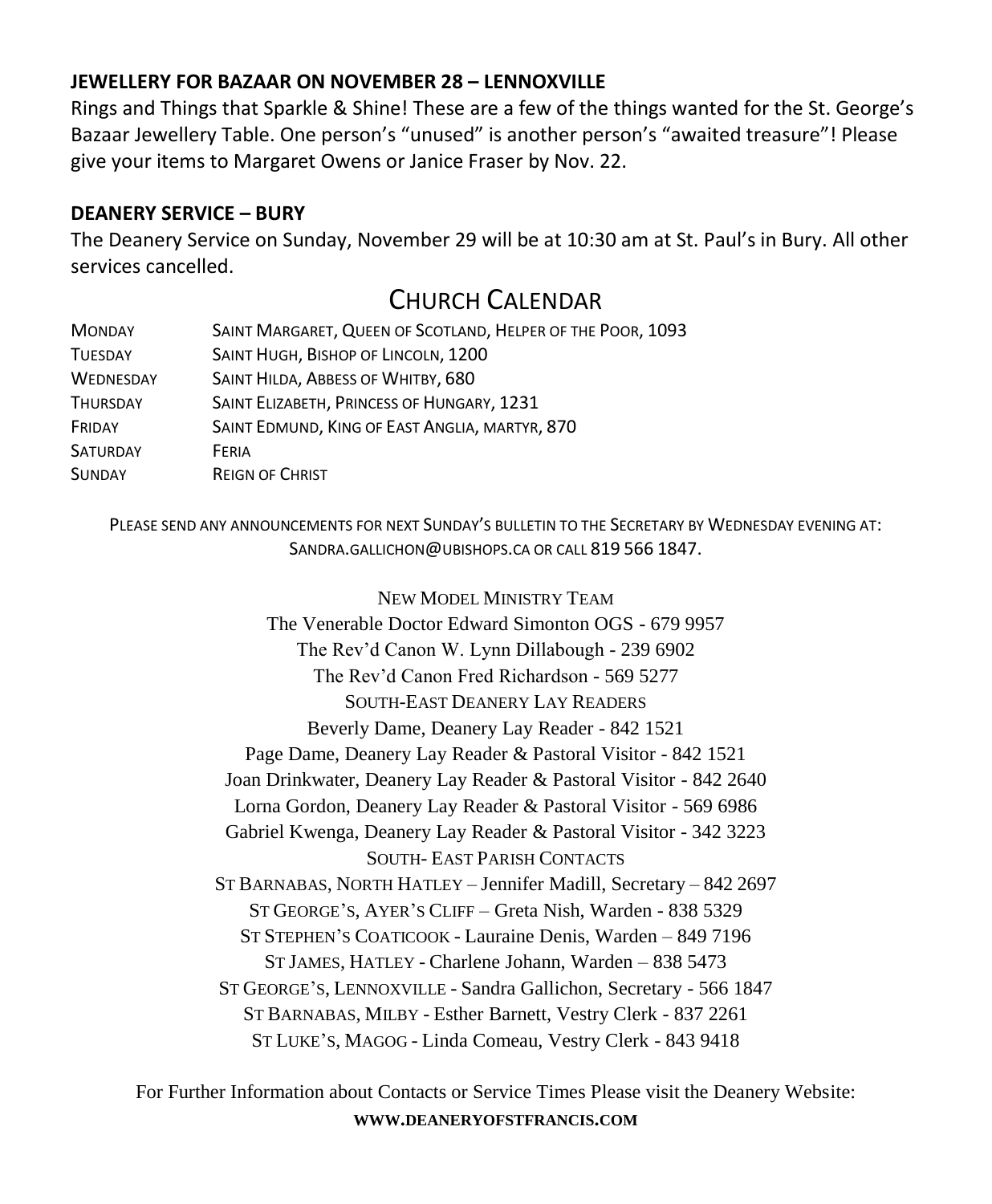### JEWELLERY FOR BAZAAR ON NOVEMBER 28 – LENNOXVILLE

Rings and Things that Sparkle & Shine! These are a few of the things wanted for the St. George's Bazaar Jewellery Table. One person's "unused" is another person's "awaited treasure"! Please give your items to Margaret Owens or Janice Fraser by Nov. 22.

### DEANERY SERVICE – BURY

The Deanery Service on Sunday, November 29 will be at 10:30 am at St. Paul's in Bury. All other services cancelled.

## CHURCH CALENDAR

| | |
|---|---|
| MONDAY | SAINT MARGARET, QUEEN OF SCOTLAND, HELPER OF THE POOR, 1093 |
| TUESDAY | SAINT HUGH, BISHOP OF LINCOLN, 1200 |
| WEDNESDAY | SAINT HILDA, ABBESS OF WHITBY, 680 |
| THURSDAY | SAINT ELIZABETH, PRINCESS OF HUNGARY, 1231 |
| FRIDAY | SAINT EDMUND, KING OF EAST ANGLIA, MARTYR, 870 |
| SATURDAY | FERIA |
| SUNDAY | REIGN OF CHRIST |

PLEASE SEND ANY ANNOUNCEMENTS FOR NEXT SUNDAY'S BULLETIN TO THE SECRETARY BY WEDNESDAY EVENING AT: SANDRA.GALLICHON@UBISHOPS.CA OR CALL 819 566 1847.

NEW MODEL MINISTRY TEAM

The Venerable Doctor Edward Simonton OGS - 679 9957

The Rev'd Canon W. Lynn Dillabough - 239 6902

The Rev'd Canon Fred Richardson - 569 5277

SOUTH-EAST DEANERY LAY READERS

Beverly Dame, Deanery Lay Reader - 842 1521

Page Dame, Deanery Lay Reader & Pastoral Visitor - 842 1521

Joan Drinkwater, Deanery Lay Reader & Pastoral Visitor - 842 2640

Lorna Gordon, Deanery Lay Reader & Pastoral Visitor - 569 6986

Gabriel Kwenga, Deanery Lay Reader & Pastoral Visitor - 342 3223

SOUTH- EAST PARISH CONTACTS

ST BARNABAS, NORTH HATLEY – Jennifer Madill, Secretary – 842 2697

ST GEORGE'S, AYER'S CLIFF – Greta Nish, Warden - 838 5329

ST STEPHEN'S COATICOOK - Lauraine Denis, Warden – 849 7196

ST JAMES, HATLEY - Charlene Johann, Warden – 838 5473

ST GEORGE'S, LENNOXVILLE - Sandra Gallichon, Secretary - 566 1847

ST BARNABAS, MILBY - Esther Barnett, Vestry Clerk - 837 2261

ST LUKE'S, MAGOG - Linda Comeau, Vestry Clerk - 843 9418

For Further Information about Contacts or Service Times Please visit the Deanery Website:

**WWW.DEANERYOFSTFRANCIS.COM**